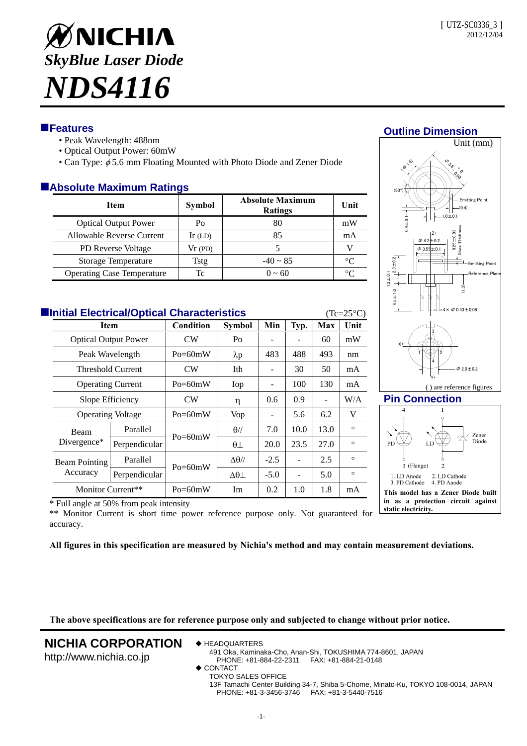[ UTZ-SC0336_3 ]
2012/12/04

# NICHIA

## *SkyBlue Laser Diode*

# *NDS4116*

## Features

- Peak Wavelength: 488nm
- Optical Output Power: 60mW
- Can Type: $\phi$5.6 mm Floating Mounted with Photo Diode and Zener Diode

## Absolute Maximum Ratings

| Item | Symbol | Absolute Maximum Ratings | Unit |
|---|---|---|---|
| Optical Output Power | Po | 80 | mW |
| Allowable Reverse Current | Ir (LD) | 85 | mA |
| PD Reverse Voltage | Vr (PD) | 5 | V |
| Storage Temperature | Tstg | -40 ~ 85 | °C |
| Operating Case Temperature | Tc | 0 ~ 60 | °C |

## Initial Electrical/Optical Characteristics

(Tc=25°C)

| Item | | Condition | Symbol | Min | Typ. | Max | Unit |
|---|---|---|---|---|---|---|---|
| Optical Output Power | | CW | Po | - | - | 60 | mW |
| Peak Wavelength | | Po=60mW | λp | 483 | 488 | 493 | nm |
| Threshold Current | | CW | Ith | - | 30 | 50 | mA |
| Operating Current | | Po=60mW | Iop | - | 100 | 130 | mA |
| Slope Efficiency | | CW | η | 0.6 | 0.9 | - | W/A |
| Operating Voltage | | Po=60mW | Vop | - | 5.6 | 6.2 | V |
| Beam Divergence* | Parallel | Po=60mW | θ// | 7.0 | 10.0 | 13.0 | ° |
| | Perpendicular | | θ⊥ | 20.0 | 23.5 | 27.0 | ° |
| Beam Pointing Accuracy | Parallel | Po=60mW | Δθ// | -2.5 | - | 2.5 | ° |
| | Perpendicular | | Δθ⊥ | -5.0 | - | 5.0 | ° |
| Monitor Current** | | Po=60mW | Im | 0.2 | 1.0 | 1.8 | mA |

\* Full angle at 50% from peak intensity

\*\* Monitor Current is short time power reference purpose only. Not guaranteed for accuracy.

## Outline Dimension

Unit (mm)

( ) are reference figures

## Pin Connection

1. LD Anode 2. LD Cathode
3. PD Cathode 4. PD Anode

**This model has a Zener Diode built in as a protection circuit against static electricity.**

**All figures in this specification are measured by Nichia's method and may contain measurement deviations.**

**The above specifications are for reference purpose only and subjected to change without prior notice.**

**NICHIA CORPORATION**
http://www.nichia.co.jp

◆ HEADQUARTERS
491 Oka, Kaminaka-Cho, Anan-Shi, TOKUSHIMA 774-8601, JAPAN
PHONE: +81-884-22-2311 FAX: +81-884-21-0148

◆ CONTACT
TOKYO SALES OFFICE
13F Tamachi Center Building 34-7, Shiba 5-Chome, Minato-Ku, TOKYO 108-0014, JAPAN
PHONE: +81-3-3456-3746 FAX: +81-3-5440-7516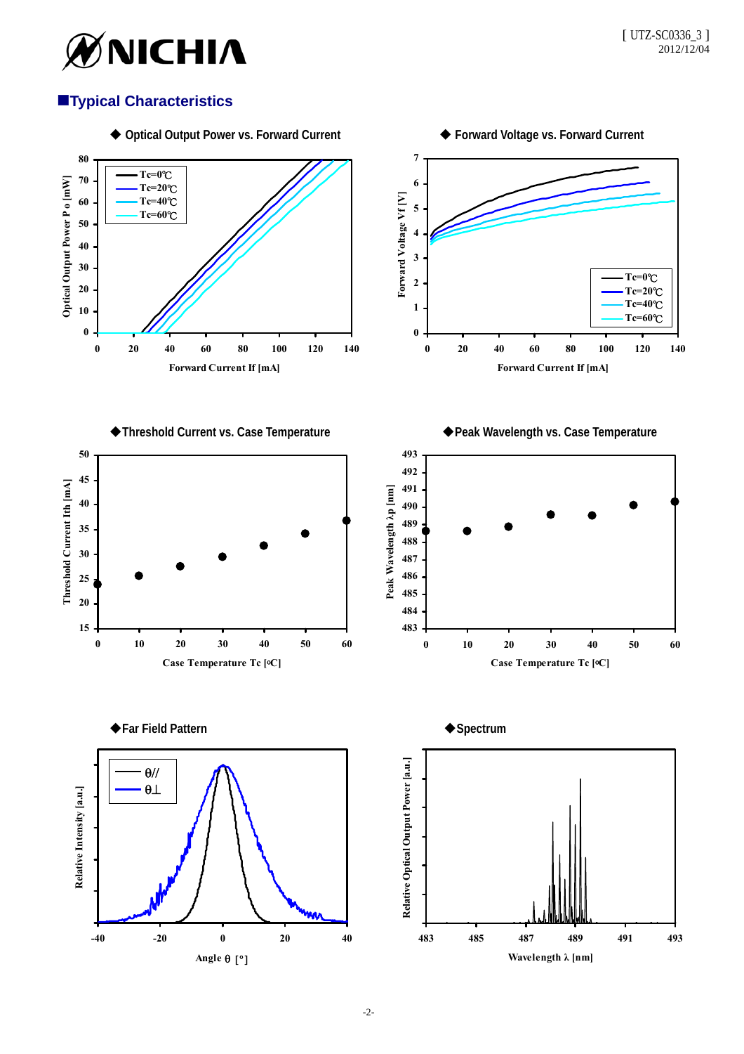## ■Typical Characteristics

◆ Optical Output Power vs. Forward Current

Optical Output Power P o [mW]

Forward Current If [mA]

Tc=0℃
Tc=20℃
Tc=40℃
Tc=60℃

◆ Forward Voltage vs. Forward Current

Forward Voltage Vf [V]

Forward Current If [mA]

Tc=0℃
Tc=20℃
Tc=40℃
Tc=60℃

◆Threshold Current vs. Case Temperature

Threshold Current Ith [mA]

Case Temperature Tc [°C]

◆Peak Wavelength vs. Case Temperature

Peak Wavelength λp [nm]

Case Temperature Tc [°C]

◆Far Field Pattern

Relative Intensity [a.u.]

Angle θ [°]

θ//
θ⊥

◆Spectrum

Relative Optical Output Power [a.u.]

Wavelength λ [nm]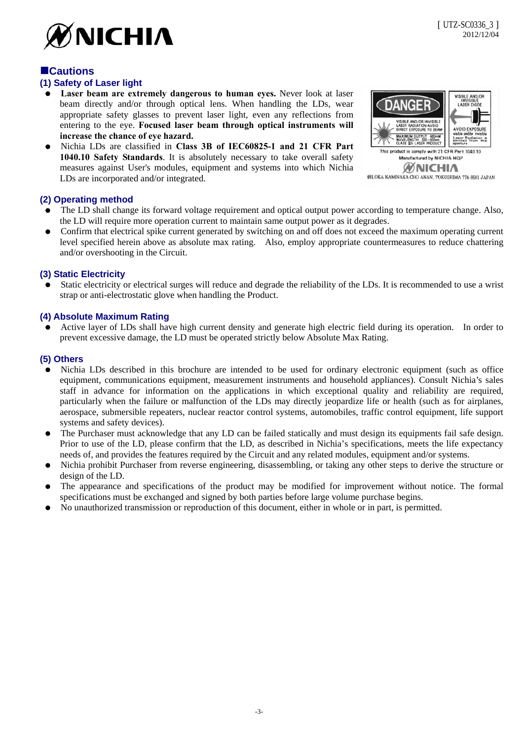## ■Cautions

### (1) Safety of Laser light

- **Laser beam are extremely dangerous to human eyes.** Never look at laser beam directly and/or through optical lens. When handling the LDs, wear appropriate safety glasses to prevent laser light, even any reflections from entering to the eye. **Focused laser beam through optical instruments will increase the chance of eye hazard.**
- Nichia LDs are classified in **Class 3B of IEC60825-1 and 21 CFR Part 1040.10 Safety Standards**. It is absolutely necessary to take overall safety measures against User's modules, equipment and systems into which Nichia LDs are incorporated and/or integrated.

### (2) Operating method

- The LD shall change its forward voltage requirement and optical output power according to temperature change. Also, the LD will require more operation current to maintain same output power as it degrades.
- Confirm that electrical spike current generated by switching on and off does not exceed the maximum operating current level specified herein above as absolute max rating. Also, employ appropriate countermeasures to reduce chattering and/or overshooting in the Circuit.

### (3) Static Electricity

- Static electricity or electrical surges will reduce and degrade the reliability of the LDs. It is recommended to use a wrist strap or anti-electrostatic glove when handling the Product.

### (4) Absolute Maximum Rating

- Active layer of LDs shall have high current density and generate high electric field during its operation. In order to prevent excessive damage, the LD must be operated strictly below Absolute Max Rating.

### (5) Others

- Nichia LDs described in this brochure are intended to be used for ordinary electronic equipment (such as office equipment, communications equipment, measurement instruments and household appliances). Consult Nichia's sales staff in advance for information on the applications in which exceptional quality and reliability are required, particularly when the failure or malfunction of the LDs may directly jeopardize life or health (such as for airplanes, aerospace, submersible repeaters, nuclear reactor control systems, automobiles, traffic control equipment, life support systems and safety devices).
- The Purchaser must acknowledge that any LD can be failed statically and must design its equipments fail safe design. Prior to use of the LD, please confirm that the LD, as described in Nichia's specifications, meets the life expectancy needs of, and provides the features required by the Circuit and any related modules, equipment and/or systems.
- Nichia prohibit Purchaser from reverse engineering, disassembling, or taking any other steps to derive the structure or design of the LD.
- The appearance and specifications of the product may be modified for improvement without notice. The formal specifications must be exchanged and signed by both parties before large volume purchase begins.
- No unauthorized transmission or reproduction of this document, either in whole or in part, is permitted.